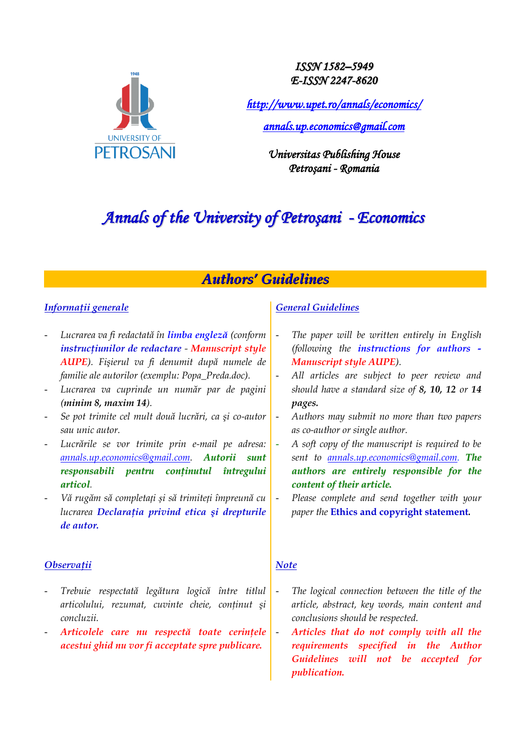ISSN 1582–5949
E-ISSN 2247-8620

http://www.upet.ro/annals/economics/

annals.up.economics@gmail.com

Universitas Publishing House
Petroşani - Romania

# Annals of the University of Petroşani - Economics

## Authors' Guidelines

### Informații generale

- Lucrarea va fi redactată în **limba engleză** (conform **instrucțiunilor de redactare** - **Manuscript style AUPE**). Fişierul va fi denumit după numele de familie ale autorilor (exemplu: Popa_Preda.doc).
- Lucrarea va cuprinde un număr par de pagini (**minim 8, maxim 14**).
- Se pot trimite cel mult două lucrări, ca şi co-autor sau unic autor.
- Lucrările se vor trimite prin e-mail pe adresa: annals.up.economics@gmail.com. **Autorii sunt responsabili pentru conținutul întregului articol.**
- Vă rugăm să completați și să trimiteți împreună cu lucrarea **Declarația privind etica și drepturile de autor.**

### Observații

- Trebuie respectată legătura logică între titlul articolului, rezumat, cuvinte cheie, conținut şi concluzii.
- **Articolele care nu respectă toate cerințele acestui ghid nu vor fi acceptate spre publicare.**

### General Guidelines

- The paper will be written entirely in English (following the **instructions for authors** - **Manuscript style AUPE**).
- All articles are subject to peer review and should have a standard size of **8, 10, 12** or **14 pages.**
- Authors may submit no more than two papers as co-author or single author.
- A soft copy of the manuscript is required to be sent to annals.up.economics@gmail.com. **The authors are entirely responsible for the content of their article.**
- Please complete and send together with your paper the **Ethics and copyright statement.**

### Note

- The logical connection between the title of the article, abstract, key words, main content and conclusions should be respected.
- **Articles that do not comply with all the requirements specified in the Author Guidelines will not be accepted for publication.**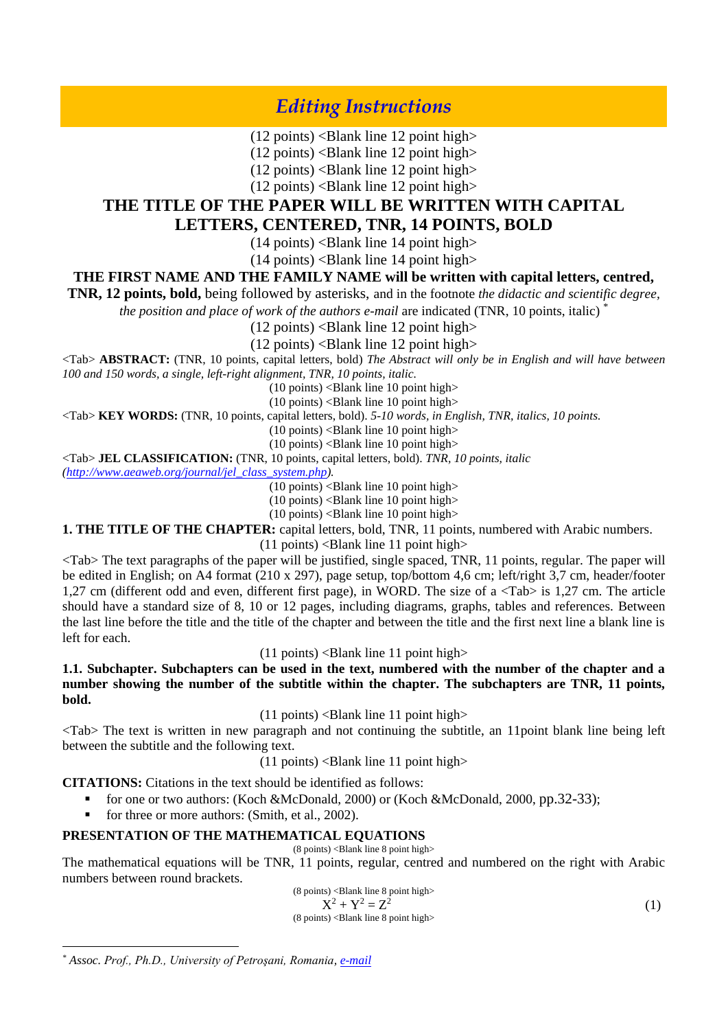# *Editing Instructions*

(12 points) <Blank line 12 point high>
(12 points) <Blank line 12 point high>
(12 points) <Blank line 12 point high>
(12 points) <Blank line 12 point high>

## THE TITLE OF THE PAPER WILL BE WRITTEN WITH CAPITAL LETTERS, CENTERED, TNR, 14 POINTS, BOLD

(14 points) <Blank line 14 point high>
(14 points) <Blank line 14 point high>

**THE FIRST NAME AND THE FAMILY NAME will be written with capital letters, centred, TNR, 12 points, bold,** being followed by asterisks, and in the footnote *the didactic and scientific degree, the position and place of work of the authors e-mail* are indicated (TNR, 10 points, italic) [*]

(12 points) <Blank line 12 point high>
(12 points) <Blank line 12 point high>

<Tab> **ABSTRACT:** (TNR, 10 points, capital letters, bold) *The Abstract will only be in English and will have between 100 and 150 words, a single, left-right alignment, TNR, 10 points, italic.*

(10 points) <Blank line 10 point high>
(10 points) <Blank line 10 point high>

<Tab> **KEY WORDS:** (TNR, 10 points, capital letters, bold). *5-10 words, in English, TNR, italics, 10 points.*

(10 points) <Blank line 10 point high>
(10 points) <Blank line 10 point high>

<Tab> **JEL CLASSIFICATION:** (TNR, 10 points, capital letters, bold). *TNR, 10 points, italic (http://www.aeaweb.org/journal/jel_class_system.php).*

(10 points) <Blank line 10 point high>
(10 points) <Blank line 10 point high>
(10 points) <Blank line 10 point high>

**1. THE TITLE OF THE CHAPTER:** capital letters, bold, TNR, 11 points, numbered with Arabic numbers.

(11 points) <Blank line 11 point high>

<Tab> The text paragraphs of the paper will be justified, single spaced, TNR, 11 points, regular. The paper will be edited in English; on A4 format (210 x 297), page setup, top/bottom 4,6 cm; left/right 3,7 cm, header/footer 1,27 cm (different odd and even, different first page), in WORD. The size of a <Tab> is 1,27 cm. The article should have a standard size of 8, 10 or 12 pages, including diagrams, graphs, tables and references. Between the last line before the title and the title of the chapter and between the title and the first next line a blank line is left for each.

(11 points) <Blank line 11 point high>

**1.1. Subchapter. Subchapters can be used in the text, numbered with the number of the chapter and a number showing the number of the subtitle within the chapter. The subchapters are TNR, 11 points, bold.**

(11 points) <Blank line 11 point high>

<Tab> The text is written in new paragraph and not continuing the subtitle, an 11point blank line being left between the subtitle and the following text.

(11 points) <Blank line 11 point high>

**CITATIONS:** Citations in the text should be identified as follows:

- for one or two authors: (Koch &McDonald, 2000) or (Koch &McDonald, 2000, pp.32-33);
- for three or more authors: (Smith, et al., 2002).

**PRESENTATION OF THE MATHEMATICAL EQUATIONS**

(8 points) <Blank line 8 point high>

The mathematical equations will be TNR, 11 points, regular, centred and numbered on the right with Arabic numbers between round brackets.

(8 points) <Blank line 8 point high>

$$X^2 + Y^2 = Z^2 \qquad (1)$$

(8 points) <Blank line 8 point high>

---

[*] *Assoc. Prof., Ph.D., University of Petroşani, Romania, e-mail*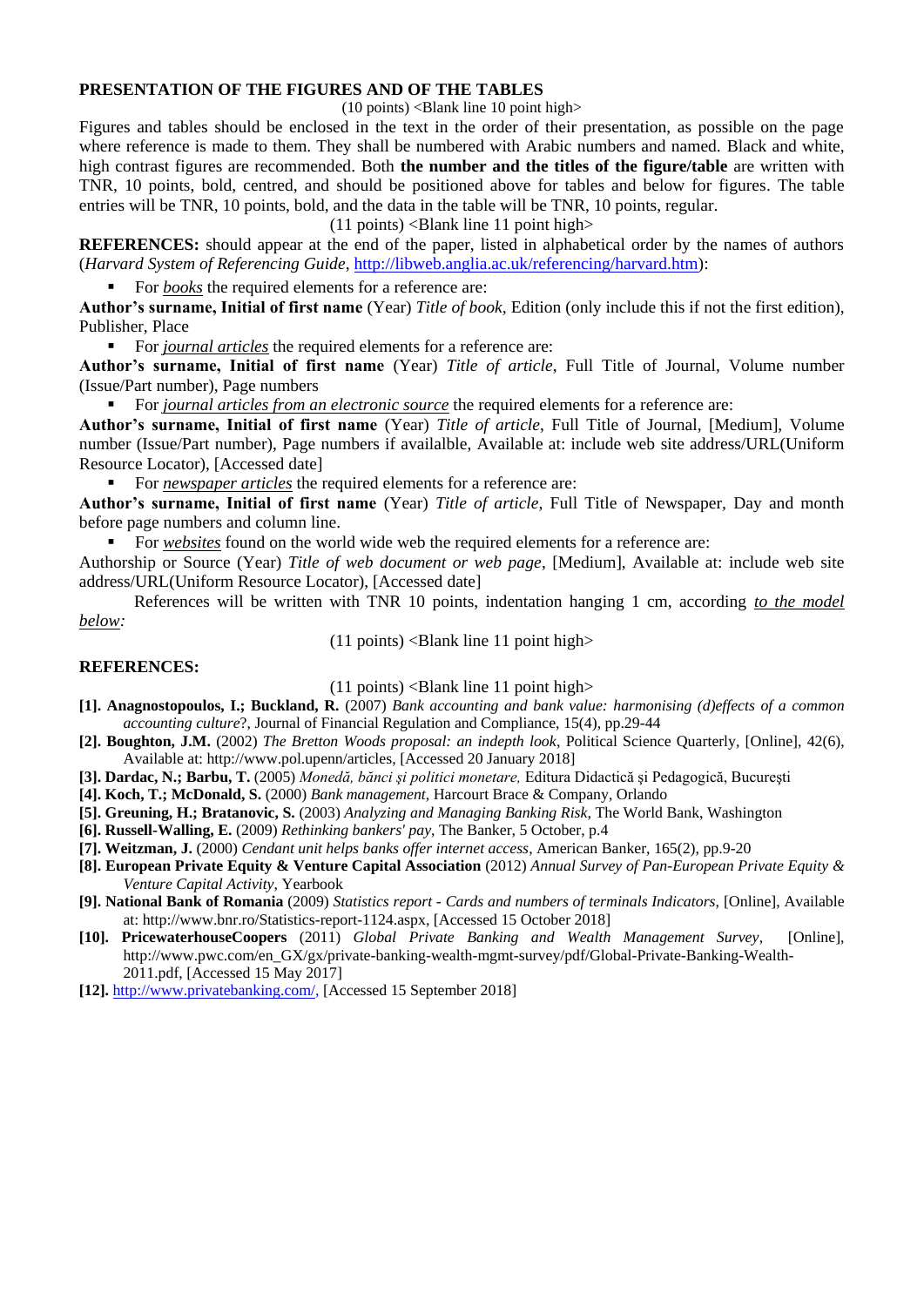**PRESENTATION OF THE FIGURES AND OF THE TABLES**

(10 points) <Blank line 10 point high>

Figures and tables should be enclosed in the text in the order of their presentation, as possible on the page where reference is made to them. They shall be numbered with Arabic numbers and named. Black and white, high contrast figures are recommended. Both **the number and the titles of the figure/table** are written with TNR, 10 points, bold, centred, and should be positioned above for tables and below for figures. The table entries will be TNR, 10 points, bold, and the data in the table will be TNR, 10 points, regular.

(11 points) <Blank line 11 point high>

**REFERENCES:** should appear at the end of the paper, listed in alphabetical order by the names of authors (*Harvard System of Referencing Guide*, http://libweb.anglia.ac.uk/referencing/harvard.htm):

- For *books* the required elements for a reference are:

**Author's surname, Initial of first name** (Year) *Title of book*, Edition (only include this if not the first edition), Publisher, Place

- For *journal articles* the required elements for a reference are:

**Author's surname, Initial of first name** (Year) *Title of article*, Full Title of Journal, Volume number (Issue/Part number), Page numbers

- For *journal articles from an electronic source* the required elements for a reference are:

**Author's surname, Initial of first name** (Year) *Title of article*, Full Title of Journal, [Medium], Volume number (Issue/Part number), Page numbers if availalble, Available at: include web site address/URL(Uniform Resource Locator), [Accessed date]

- For *newspaper articles* the required elements for a reference are:

**Author's surname, Initial of first name** (Year) *Title of article*, Full Title of Newspaper, Day and month before page numbers and column line.

- For *websites* found on the world wide web the required elements for a reference are:

Authorship or Source (Year) *Title of web document or web page*, [Medium], Available at: include web site address/URL(Uniform Resource Locator), [Accessed date]

References will be written with TNR 10 points, indentation hanging 1 cm, according *to the model below:*

(11 points) <Blank line 11 point high>

**REFERENCES:**

(11 points) <Blank line 11 point high>

**[1]. Anagnostopoulos, I.; Buckland, R.** (2007) *Bank accounting and bank value: harmonising (d)effects of a common accounting culture*?, Journal of Financial Regulation and Compliance, 15(4), pp.29-44

**[2]. Boughton, J.M.** (2002) *The Bretton Woods proposal: an indepth look*, Political Science Quarterly, [Online], 42(6), Available at: http://www.pol.upenn/articles, [Accessed 20 January 2018]

**[3]. Dardac, N.; Barbu, T.** (2005) *Monedă, bănci şi politici monetare,* Editura Didactică şi Pedagogică, Bucureşti

**[4]. Koch, T.; McDonald, S.** (2000) *Bank management*, Harcourt Brace & Company, Orlando

**[5]. Greuning, H.; Bratanovic, S.** (2003) *Analyzing and Managing Banking Risk*, The World Bank, Washington

**[6]. Russell-Walling, E.** (2009) *Rethinking bankers' pay*, The Banker, 5 October, p.4

**[7]. Weitzman, J.** (2000) *Cendant unit helps banks offer internet access*, American Banker, 165(2), pp.9-20

**[8]. European Private Equity & Venture Capital Association** (2012) *Annual Survey of Pan-European Private Equity & Venture Capital Activity*, Yearbook

**[9]. National Bank of Romania** (2009) *Statistics report - Cards and numbers of terminals Indicators*, [Online], Available at: http://www.bnr.ro/Statistics-report-1124.aspx, [Accessed 15 October 2018]

**[10]. PricewaterhouseCoopers** (2011) *Global Private Banking and Wealth Management Survey*, [Online], http://www.pwc.com/en_GX/gx/private-banking-wealth-mgmt-survey/pdf/Global-Private-Banking-Wealth-2011.pdf, [Accessed 15 May 2017]

**[12].** http://www.privatebanking.com/, [Accessed 15 September 2018]